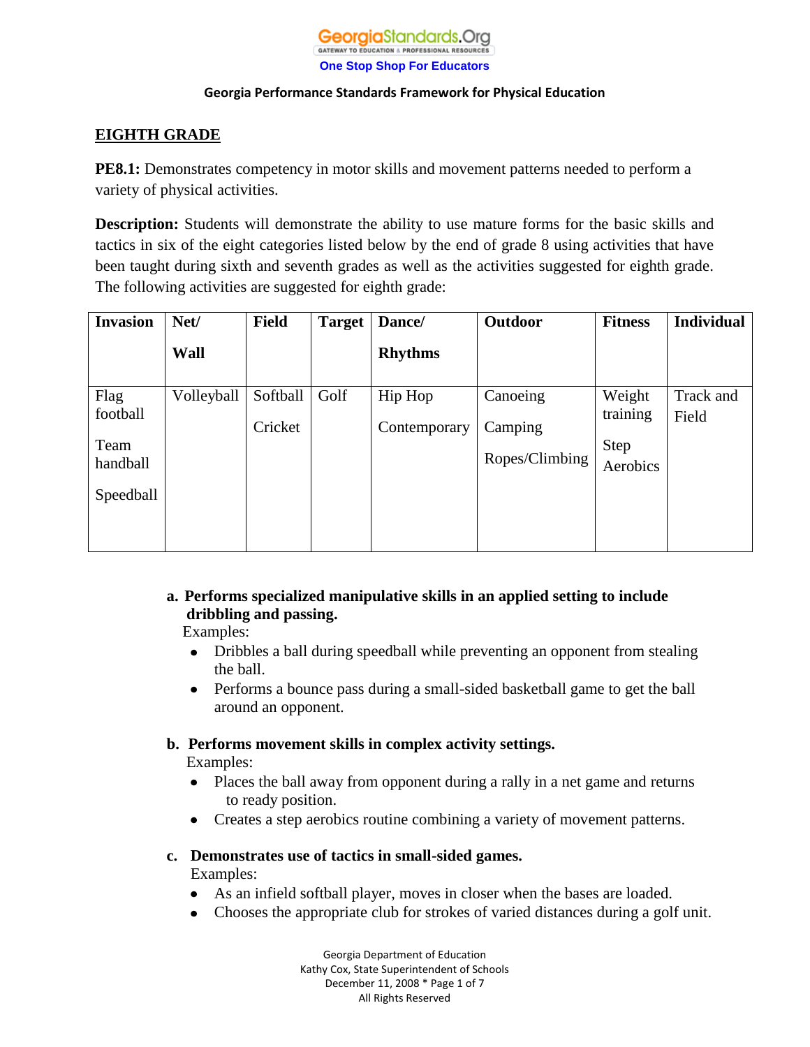GeorgiaStandards.Org
GATEWAY TO EDUCATION & PROFESSIONAL RESOURCES
One Stop Shop For Educators

**Georgia Performance Standards Framework for Physical Education**

## EIGHTH GRADE

**PE8.1:** Demonstrates competency in motor skills and movement patterns needed to perform a variety of physical activities.

**Description:** Students will demonstrate the ability to use mature forms for the basic skills and tactics in six of the eight categories listed below by the end of grade 8 using activities that have been taught during sixth and seventh grades as well as the activities suggested for eighth grade. The following activities are suggested for eighth grade:

| Invasion | Net/ Wall | Field | Target | Dance/ Rhythms | Outdoor | Fitness | Individual |
|---|---|---|---|---|---|---|---|
| Flag football<br>Team handball<br>Speedball | Volleyball | Softball<br>Cricket | Golf | Hip Hop<br>Contemporary | Canoeing<br>Camping<br>Ropes/Climbing | Weight training<br>Step Aerobics | Track and Field |

**a. Performs specialized manipulative skills in an applied setting to include dribbling and passing.**
Examples:
- Dribbles a ball during speedball while preventing an opponent from stealing the ball.
- Performs a bounce pass during a small-sided basketball game to get the ball around an opponent.

**b. Performs movement skills in complex activity settings.**
Examples:
- Places the ball away from opponent during a rally in a net game and returns to ready position.
- Creates a step aerobics routine combining a variety of movement patterns.

**c. Demonstrates use of tactics in small-sided games.**
Examples:
- As an infield softball player, moves in closer when the bases are loaded.
- Chooses the appropriate club for strokes of varied distances during a golf unit.

Georgia Department of Education
Kathy Cox, State Superintendent of Schools
December 11, 2008
All Rights Reserved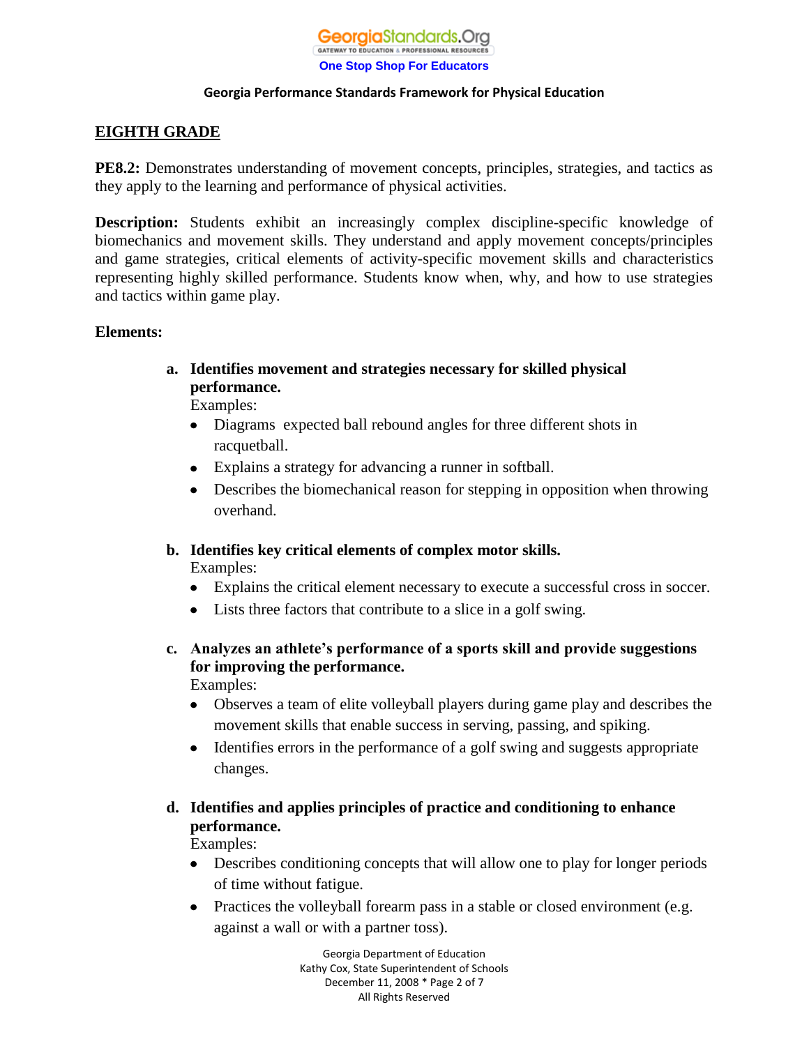## EIGHTH GRADE

**PE8.2:** Demonstrates understanding of movement concepts, principles, strategies, and tactics as they apply to the learning and performance of physical activities.

**Description:** Students exhibit an increasingly complex discipline-specific knowledge of biomechanics and movement skills. They understand and apply movement concepts/principles and game strategies, critical elements of activity-specific movement skills and characteristics representing highly skilled performance. Students know when, why, and how to use strategies and tactics within game play.

**Elements:**

**a. Identifies movement and strategies necessary for skilled physical performance.**
Examples:
- Diagrams expected ball rebound angles for three different shots in racquetball.
- Explains a strategy for advancing a runner in softball.
- Describes the biomechanical reason for stepping in opposition when throwing overhand.

**b. Identifies key critical elements of complex motor skills.**
Examples:
- Explains the critical element necessary to execute a successful cross in soccer.
- Lists three factors that contribute to a slice in a golf swing.

**c. Analyzes an athlete's performance of a sports skill and provide suggestions for improving the performance.**
Examples:
- Observes a team of elite volleyball players during game play and describes the movement skills that enable success in serving, passing, and spiking.
- Identifies errors in the performance of a golf swing and suggests appropriate changes.

**d. Identifies and applies principles of practice and conditioning to enhance performance.**
Examples:
- Describes conditioning concepts that will allow one to play for longer periods of time without fatigue.
- Practices the volleyball forearm pass in a stable or closed environment (e.g. against a wall or with a partner toss).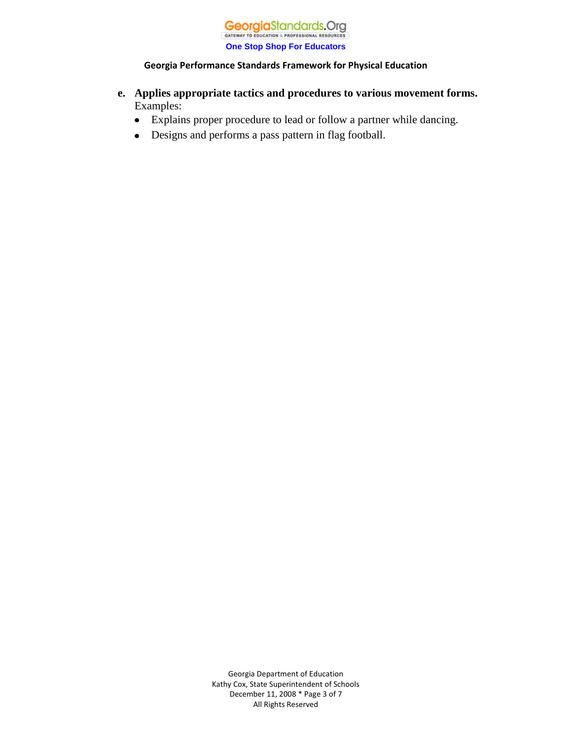**e. Applies appropriate tactics and procedures to various movement forms.**
Examples:

- Explains proper procedure to lead or follow a partner while dancing.
- Designs and performs a pass pattern in flag football.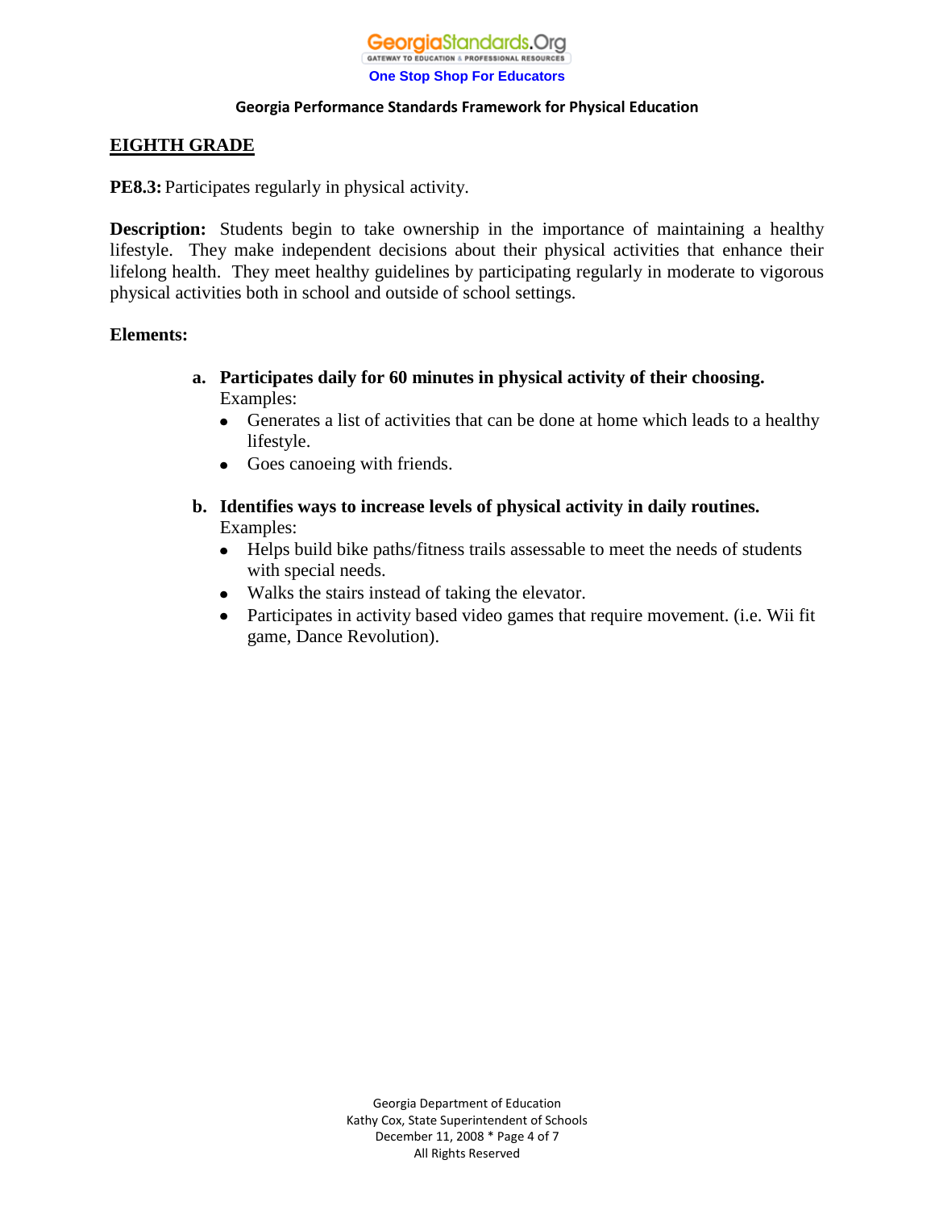## EIGHTH GRADE

**PE8.3:** Participates regularly in physical activity.

**Description:** Students begin to take ownership in the importance of maintaining a healthy lifestyle. They make independent decisions about their physical activities that enhance their lifelong health. They meet healthy guidelines by participating regularly in moderate to vigorous physical activities both in school and outside of school settings.

**Elements:**

a. **Participates daily for 60 minutes in physical activity of their choosing.**
   Examples:
   - Generates a list of activities that can be done at home which leads to a healthy lifestyle.
   - Goes canoeing with friends.

b. **Identifies ways to increase levels of physical activity in daily routines.**
   Examples:
   - Helps build bike paths/fitness trails assessable to meet the needs of students with special needs.
   - Walks the stairs instead of taking the elevator.
   - Participates in activity based video games that require movement. (i.e. Wii fit game, Dance Revolution).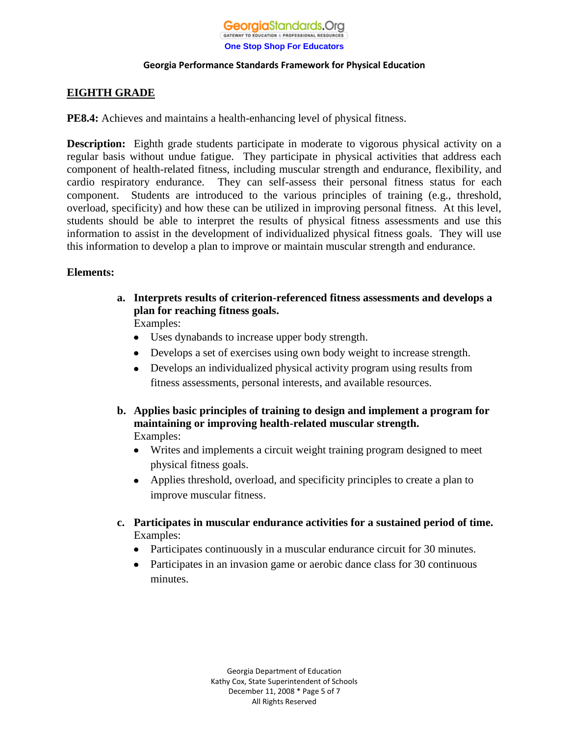## EIGHTH GRADE

**PE8.4:** Achieves and maintains a health-enhancing level of physical fitness.

**Description:** Eighth grade students participate in moderate to vigorous physical activity on a regular basis without undue fatigue. They participate in physical activities that address each component of health-related fitness, including muscular strength and endurance, flexibility, and cardio respiratory endurance. They can self-assess their personal fitness status for each component. Students are introduced to the various principles of training (e.g., threshold, overload, specificity) and how these can be utilized in improving personal fitness. At this level, students should be able to interpret the results of physical fitness assessments and use this information to assist in the development of individualized physical fitness goals. They will use this information to develop a plan to improve or maintain muscular strength and endurance.

**Elements:**

a. **Interprets results of criterion-referenced fitness assessments and develops a plan for reaching fitness goals.**
   Examples:
   - Uses dynabands to increase upper body strength.
   - Develops a set of exercises using own body weight to increase strength.
   - Develops an individualized physical activity program using results from fitness assessments, personal interests, and available resources.

b. **Applies basic principles of training to design and implement a program for maintaining or improving health-related muscular strength.**
   Examples:
   - Writes and implements a circuit weight training program designed to meet physical fitness goals.
   - Applies threshold, overload, and specificity principles to create a plan to improve muscular fitness.

c. **Participates in muscular endurance activities for a sustained period of time.**
   Examples:
   - Participates continuously in a muscular endurance circuit for 30 minutes.
   - Participates in an invasion game or aerobic dance class for 30 continuous minutes.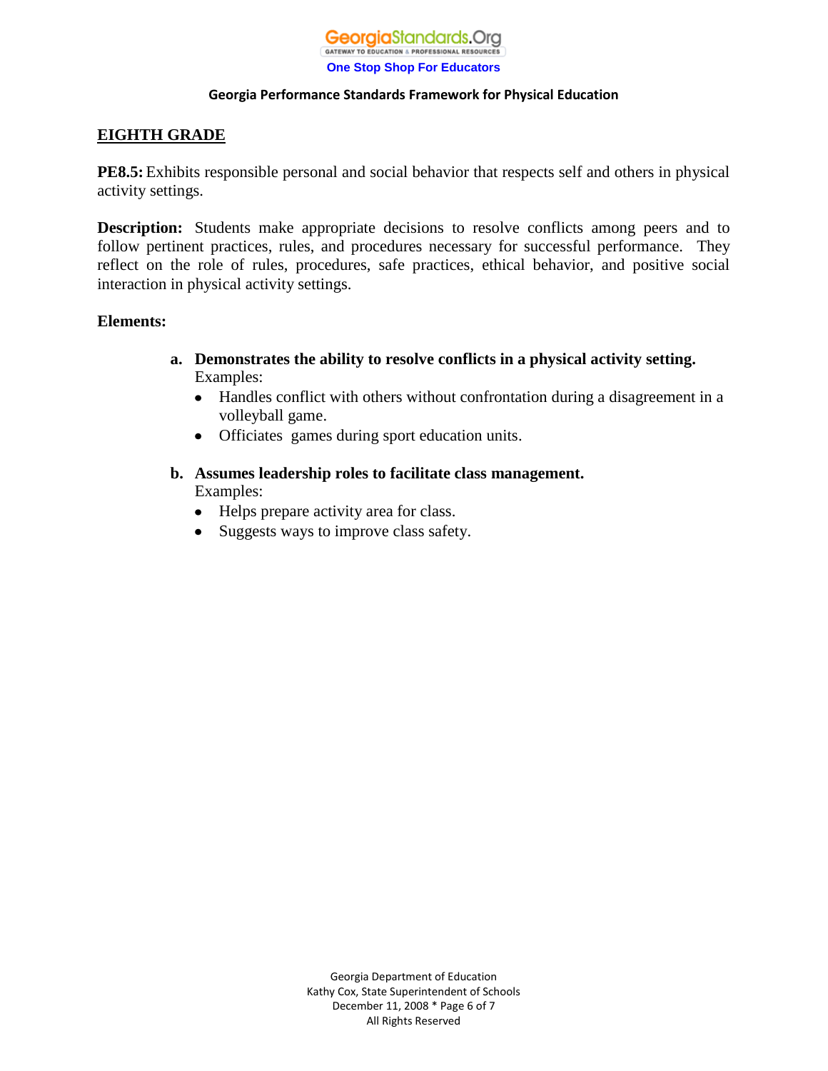## EIGHTH GRADE

**PE8.5:** Exhibits responsible personal and social behavior that respects self and others in physical activity settings.

**Description:** Students make appropriate decisions to resolve conflicts among peers and to follow pertinent practices, rules, and procedures necessary for successful performance. They reflect on the role of rules, procedures, safe practices, ethical behavior, and positive social interaction in physical activity settings.

**Elements:**

**a. Demonstrates the ability to resolve conflicts in a physical activity setting.**
Examples:
- Handles conflict with others without confrontation during a disagreement in a volleyball game.
- Officiates games during sport education units.

**b. Assumes leadership roles to facilitate class management.**
Examples:
- Helps prepare activity area for class.
- Suggests ways to improve class safety.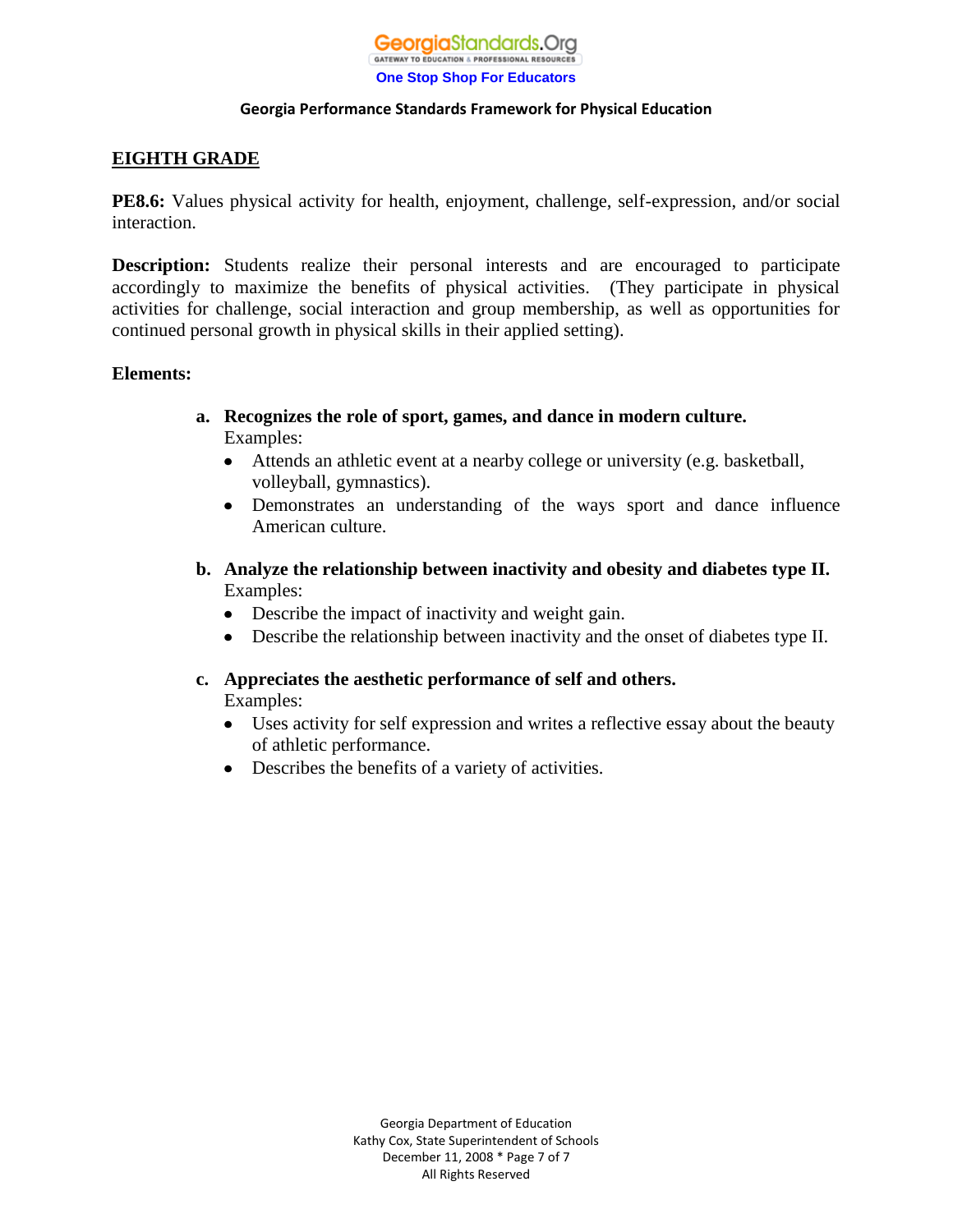## EIGHTH GRADE

**PE8.6:** Values physical activity for health, enjoyment, challenge, self-expression, and/or social interaction.

**Description:** Students realize their personal interests and are encouraged to participate accordingly to maximize the benefits of physical activities. (They participate in physical activities for challenge, social interaction and group membership, as well as opportunities for continued personal growth in physical skills in their applied setting).

**Elements:**

**a. Recognizes the role of sport, games, and dance in modern culture.**
Examples:
- Attends an athletic event at a nearby college or university (e.g. basketball, volleyball, gymnastics).
- Demonstrates an understanding of the ways sport and dance influence American culture.

**b. Analyze the relationship between inactivity and obesity and diabetes type II.**
Examples:
- Describe the impact of inactivity and weight gain.
- Describe the relationship between inactivity and the onset of diabetes type II.

**c. Appreciates the aesthetic performance of self and others.**
Examples:
- Uses activity for self expression and writes a reflective essay about the beauty of athletic performance.
- Describes the benefits of a variety of activities.